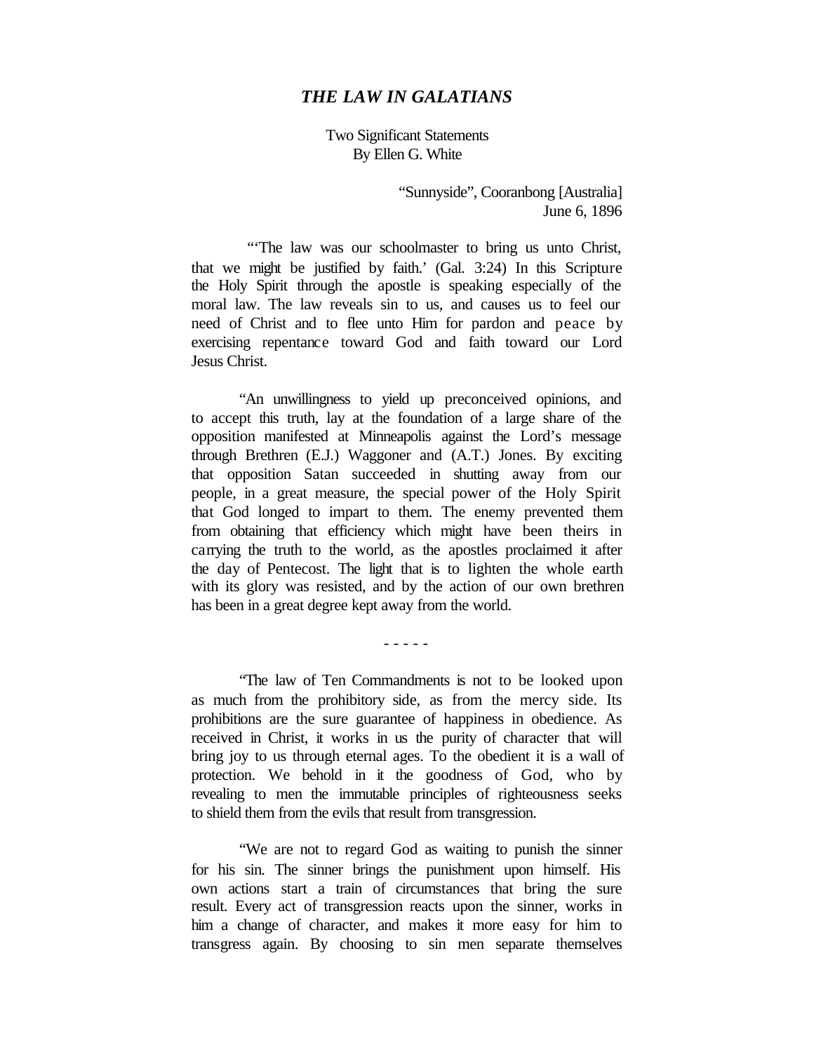# *THE LAW IN GALATIANS*

Two Significant Statements
By Ellen G. White

"Sunnyside", Cooranbong [Australia]
June 6, 1896

"'The law was our schoolmaster to bring us unto Christ, that we might be justified by faith.' (Gal. 3:24) In this Scripture the Holy Spirit through the apostle is speaking especially of the moral law. The law reveals sin to us, and causes us to feel our need of Christ and to flee unto Him for pardon and peace by exercising repentance toward God and faith toward our Lord Jesus Christ.

"An unwillingness to yield up preconceived opinions, and to accept this truth, lay at the foundation of a large share of the opposition manifested at Minneapolis against the Lord's message through Brethren (E.J.) Waggoner and (A.T.) Jones. By exciting that opposition Satan succeeded in shutting away from our people, in a great measure, the special power of the Holy Spirit that God longed to impart to them. The enemy prevented them from obtaining that efficiency which might have been theirs in carrying the truth to the world, as the apostles proclaimed it after the day of Pentecost. The light that is to lighten the whole earth with its glory was resisted, and by the action of our own brethren has been in a great degree kept away from the world.

- - - - -

"The law of Ten Commandments is not to be looked upon as much from the prohibitory side, as from the mercy side. Its prohibitions are the sure guarantee of happiness in obedience. As received in Christ, it works in us the purity of character that will bring joy to us through eternal ages. To the obedient it is a wall of protection. We behold in it the goodness of God, who by revealing to men the immutable principles of righteousness seeks to shield them from the evils that result from transgression.

"We are not to regard God as waiting to punish the sinner for his sin. The sinner brings the punishment upon himself. His own actions start a train of circumstances that bring the sure result. Every act of transgression reacts upon the sinner, works in him a change of character, and makes it more easy for him to transgress again. By choosing to sin men separate themselves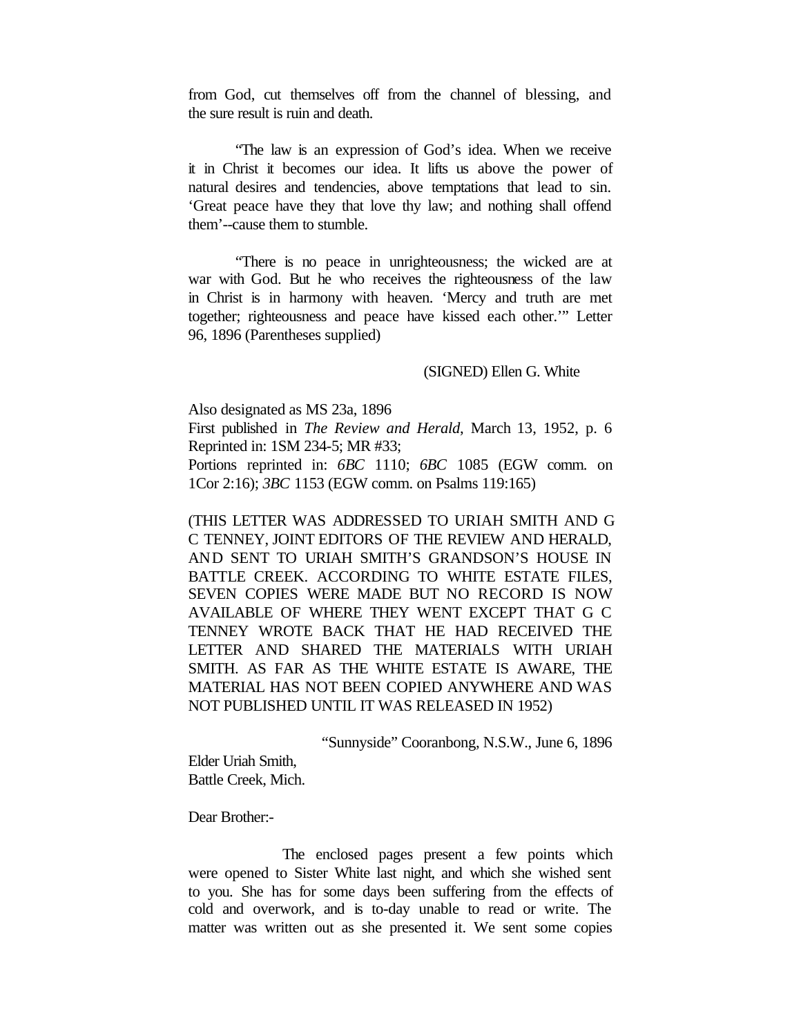from God, cut themselves off from the channel of blessing, and the sure result is ruin and death.

"The law is an expression of God's idea. When we receive it in Christ it becomes our idea. It lifts us above the power of natural desires and tendencies, above temptations that lead to sin. 'Great peace have they that love thy law; and nothing shall offend them'--cause them to stumble.

"There is no peace in unrighteousness; the wicked are at war with God. But he who receives the righteousness of the law in Christ is in harmony with heaven. 'Mercy and truth are met together; righteousness and peace have kissed each other.'" Letter 96, 1896 (Parentheses supplied)

(SIGNED) Ellen G. White

Also designated as MS 23a, 1896
First published in *The Review and Herald*, March 13, 1952, p. 6
Reprinted in: 1SM 234-5; MR #33;
Portions reprinted in: *6BC* 1110; *6BC* 1085 (EGW comm. on 1Cor 2:16); *3BC* 1153 (EGW comm. on Psalms 119:165)

(THIS LETTER WAS ADDRESSED TO URIAH SMITH AND G C TENNEY, JOINT EDITORS OF THE REVIEW AND HERALD, AND SENT TO URIAH SMITH'S GRANDSON'S HOUSE IN BATTLE CREEK. ACCORDING TO WHITE ESTATE FILES, SEVEN COPIES WERE MADE BUT NO RECORD IS NOW AVAILABLE OF WHERE THEY WENT EXCEPT THAT G C TENNEY WROTE BACK THAT HE HAD RECEIVED THE LETTER AND SHARED THE MATERIALS WITH URIAH SMITH. AS FAR AS THE WHITE ESTATE IS AWARE, THE MATERIAL HAS NOT BEEN COPIED ANYWHERE AND WAS NOT PUBLISHED UNTIL IT WAS RELEASED IN 1952)

"Sunnyside" Cooranbong, N.S.W., June 6, 1896

Elder Uriah Smith,
Battle Creek, Mich.

Dear Brother:-

The enclosed pages present a few points which were opened to Sister White last night, and which she wished sent to you. She has for some days been suffering from the effects of cold and overwork, and is to-day unable to read or write. The matter was written out as she presented it. We sent some copies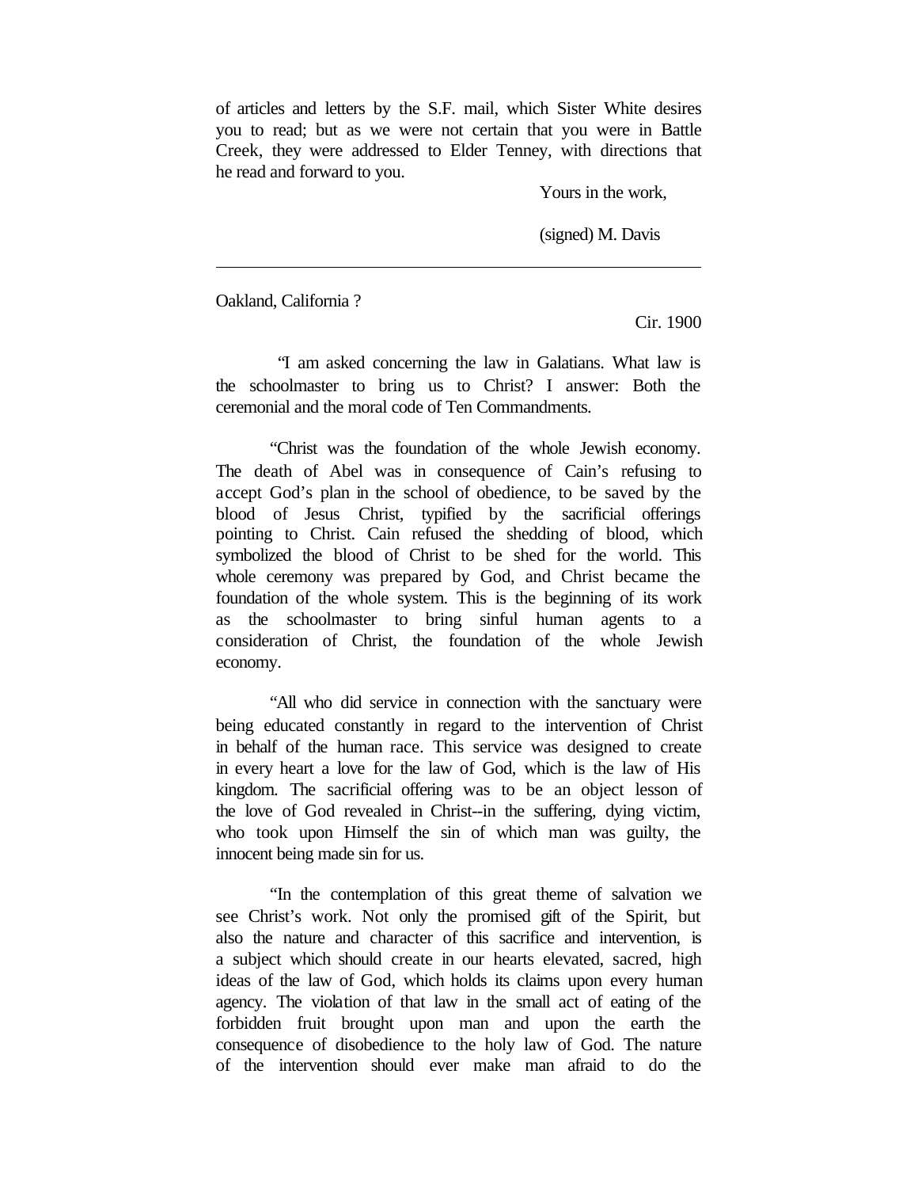of articles and letters by the S.F. mail, which Sister White desires you to read; but as we were not certain that you were in Battle Creek, they were addressed to Elder Tenney, with directions that he read and forward to you.

Yours in the work,

(signed) M. Davis

---

Oakland, California ?

Cir. 1900

"I am asked concerning the law in Galatians. What law is the schoolmaster to bring us to Christ? I answer: Both the ceremonial and the moral code of Ten Commandments.

"Christ was the foundation of the whole Jewish economy. The death of Abel was in consequence of Cain's refusing to accept God's plan in the school of obedience, to be saved by the blood of Jesus Christ, typified by the sacrificial offerings pointing to Christ. Cain refused the shedding of blood, which symbolized the blood of Christ to be shed for the world. This whole ceremony was prepared by God, and Christ became the foundation of the whole system. This is the beginning of its work as the schoolmaster to bring sinful human agents to a consideration of Christ, the foundation of the whole Jewish economy.

"All who did service in connection with the sanctuary were being educated constantly in regard to the intervention of Christ in behalf of the human race. This service was designed to create in every heart a love for the law of God, which is the law of His kingdom. The sacrificial offering was to be an object lesson of the love of God revealed in Christ--in the suffering, dying victim, who took upon Himself the sin of which man was guilty, the innocent being made sin for us.

"In the contemplation of this great theme of salvation we see Christ's work. Not only the promised gift of the Spirit, but also the nature and character of this sacrifice and intervention, is a subject which should create in our hearts elevated, sacred, high ideas of the law of God, which holds its claims upon every human agency. The violation of that law in the small act of eating of the forbidden fruit brought upon man and upon the earth the consequence of disobedience to the holy law of God. The nature of the intervention should ever make man afraid to do the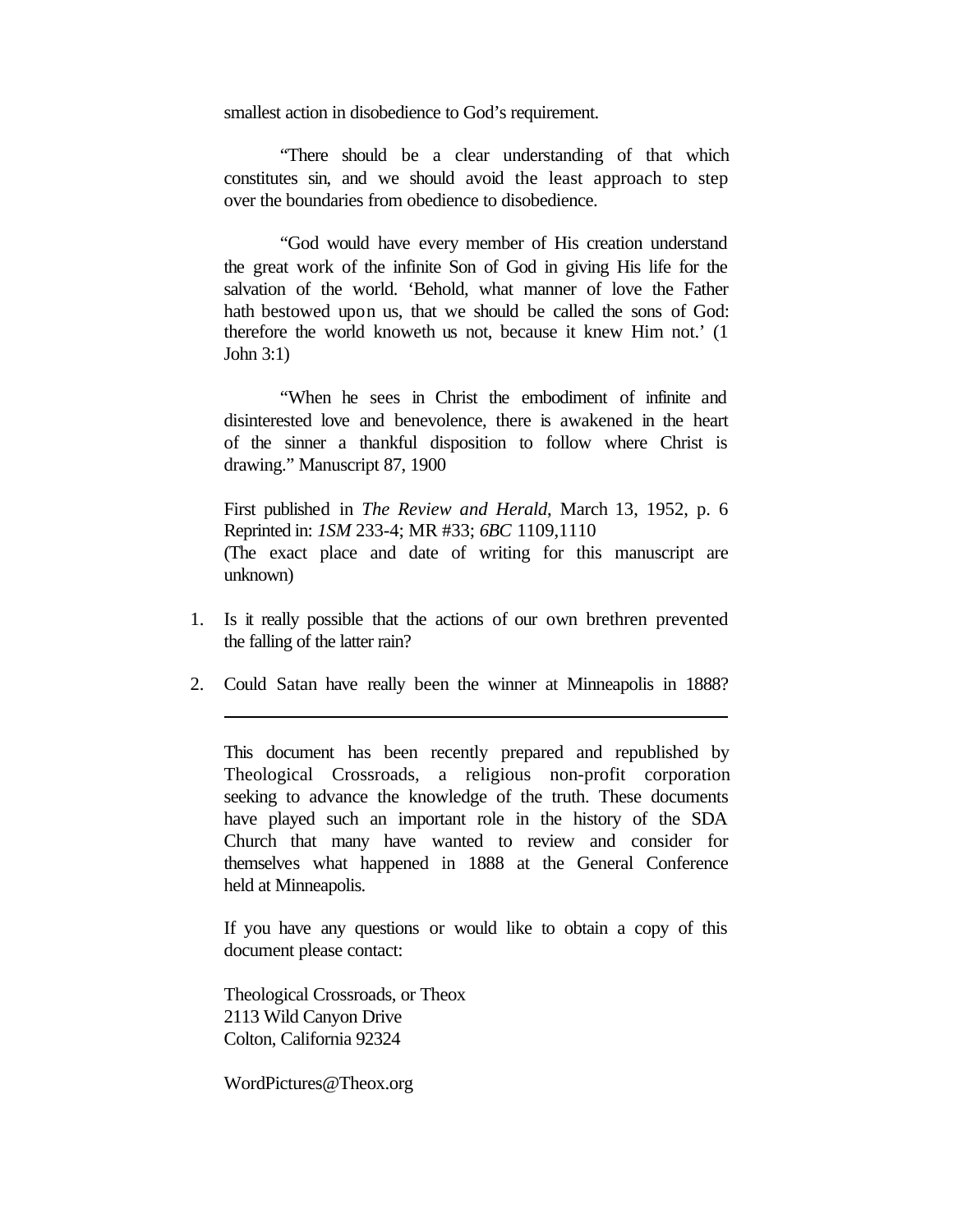smallest action in disobedience to God's requirement.

"There should be a clear understanding of that which constitutes sin, and we should avoid the least approach to step over the boundaries from obedience to disobedience.

"God would have every member of His creation understand the great work of the infinite Son of God in giving His life for the salvation of the world. 'Behold, what manner of love the Father hath bestowed upon us, that we should be called the sons of God: therefore the world knoweth us not, because it knew Him not.' (1 John 3:1)

"When he sees in Christ the embodiment of infinite and disinterested love and benevolence, there is awakened in the heart of the sinner a thankful disposition to follow where Christ is drawing." Manuscript 87, 1900

First published in *The Review and Herald*, March 13, 1952, p. 6
Reprinted in: *1SM* 233-4; MR #33; *6BC* 1109,1110
(The exact place and date of writing for this manuscript are unknown)

1. Is it really possible that the actions of our own brethren prevented the falling of the latter rain?
2. Could Satan have really been the winner at Minneapolis in 1888?

---

This document has been recently prepared and republished by Theological Crossroads, a religious non-profit corporation seeking to advance the knowledge of the truth. These documents have played such an important role in the history of the SDA Church that many have wanted to review and consider for themselves what happened in 1888 at the General Conference held at Minneapolis.

If you have any questions or would like to obtain a copy of this document please contact:

Theological Crossroads, or Theox
2113 Wild Canyon Drive
Colton, California 92324

WordPictures@Theox.org